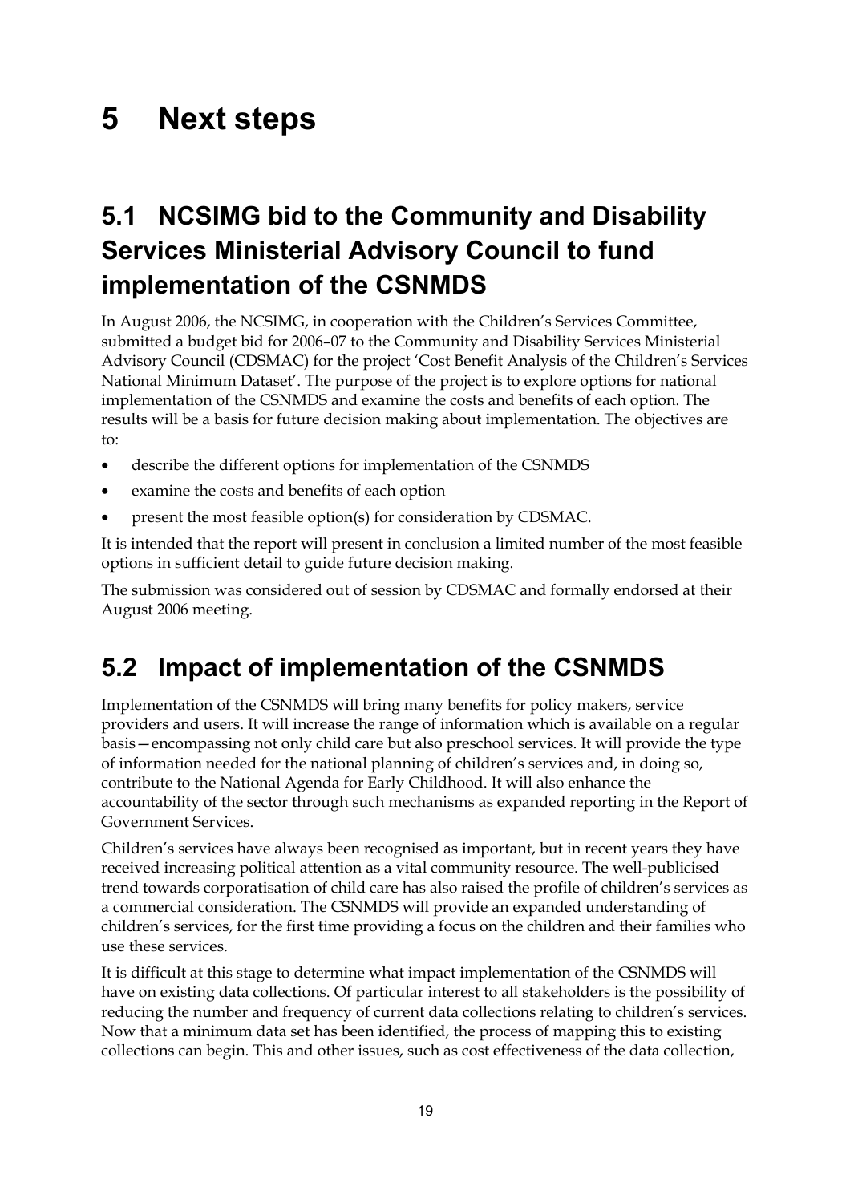# 5 Next steps

## 5.1 NCSIMG bid to the Community and Disability Services Ministerial Advisory Council to fund implementation of the CSNMDS

In August 2006, the NCSIMG, in cooperation with the Children's Services Committee, submitted a budget bid for 2006–07 to the Community and Disability Services Ministerial Advisory Council (CDSMAC) for the project 'Cost Benefit Analysis of the Children's Services National Minimum Dataset'. The purpose of the project is to explore options for national implementation of the CSNMDS and examine the costs and benefits of each option. The results will be a basis for future decision making about implementation. The objectives are to:

- describe the different options for implementation of the CSNMDS
- examine the costs and benefits of each option
- present the most feasible option(s) for consideration by CDSMAC.

It is intended that the report will present in conclusion a limited number of the most feasible options in sufficient detail to guide future decision making.

The submission was considered out of session by CDSMAC and formally endorsed at their August 2006 meeting.

## 5.2 Impact of implementation of the CSNMDS

Implementation of the CSNMDS will bring many benefits for policy makers, service providers and users. It will increase the range of information which is available on a regular basis—encompassing not only child care but also preschool services. It will provide the type of information needed for the national planning of children's services and, in doing so, contribute to the National Agenda for Early Childhood. It will also enhance the accountability of the sector through such mechanisms as expanded reporting in the Report of Government Services.

Children's services have always been recognised as important, but in recent years they have received increasing political attention as a vital community resource. The well-publicised trend towards corporatisation of child care has also raised the profile of children's services as a commercial consideration. The CSNMDS will provide an expanded understanding of children's services, for the first time providing a focus on the children and their families who use these services.

It is difficult at this stage to determine what impact implementation of the CSNMDS will have on existing data collections. Of particular interest to all stakeholders is the possibility of reducing the number and frequency of current data collections relating to children's services. Now that a minimum data set has been identified, the process of mapping this to existing collections can begin. This and other issues, such as cost effectiveness of the data collection,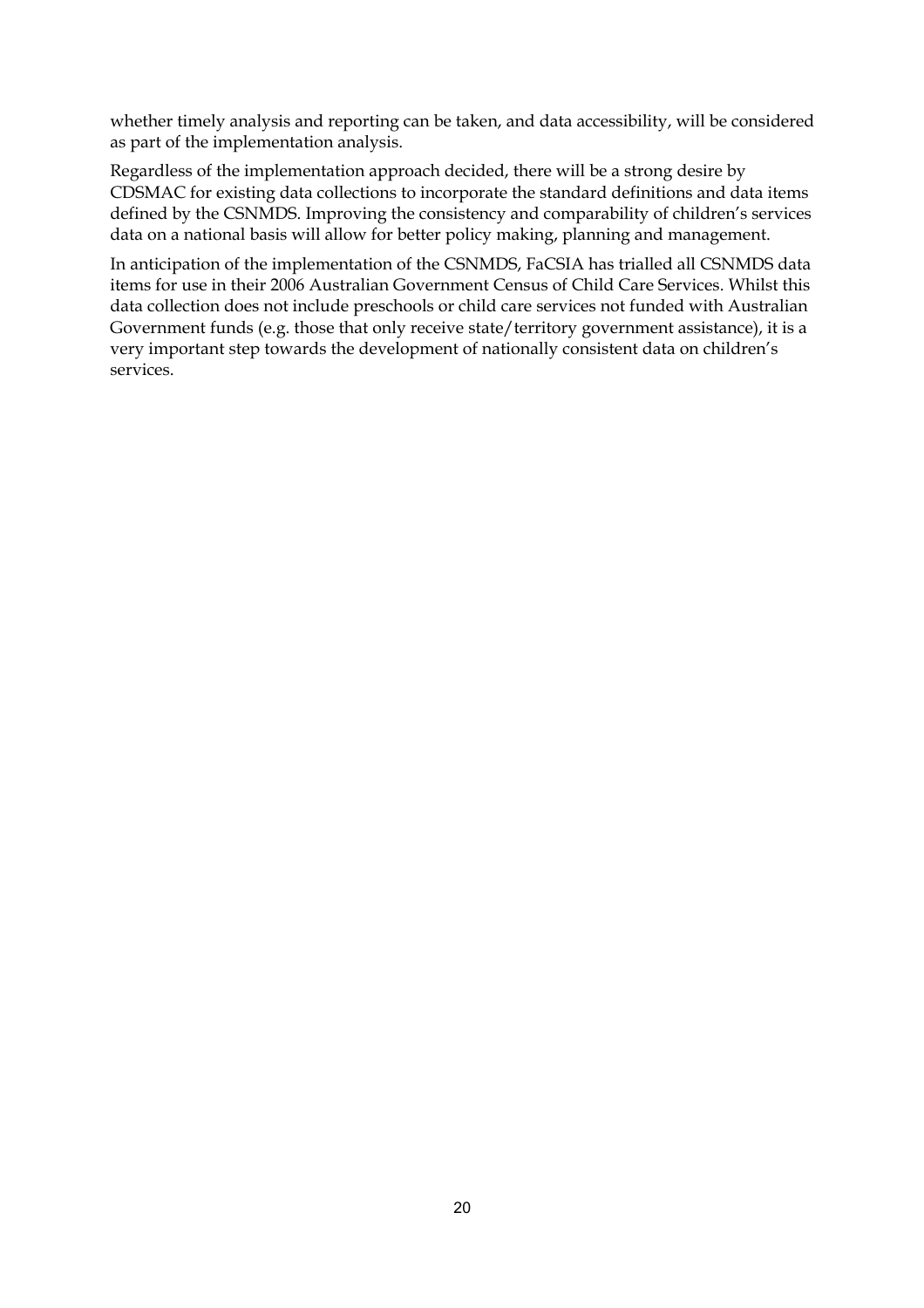whether timely analysis and reporting can be taken, and data accessibility, will be considered as part of the implementation analysis.

Regardless of the implementation approach decided, there will be a strong desire by CDSMAC for existing data collections to incorporate the standard definitions and data items defined by the CSNMDS. Improving the consistency and comparability of children's services data on a national basis will allow for better policy making, planning and management.

In anticipation of the implementation of the CSNMDS, FaCSIA has trialled all CSNMDS data items for use in their 2006 Australian Government Census of Child Care Services. Whilst this data collection does not include preschools or child care services not funded with Australian Government funds (e.g. those that only receive state/territory government assistance), it is a very important step towards the development of nationally consistent data on children's services.